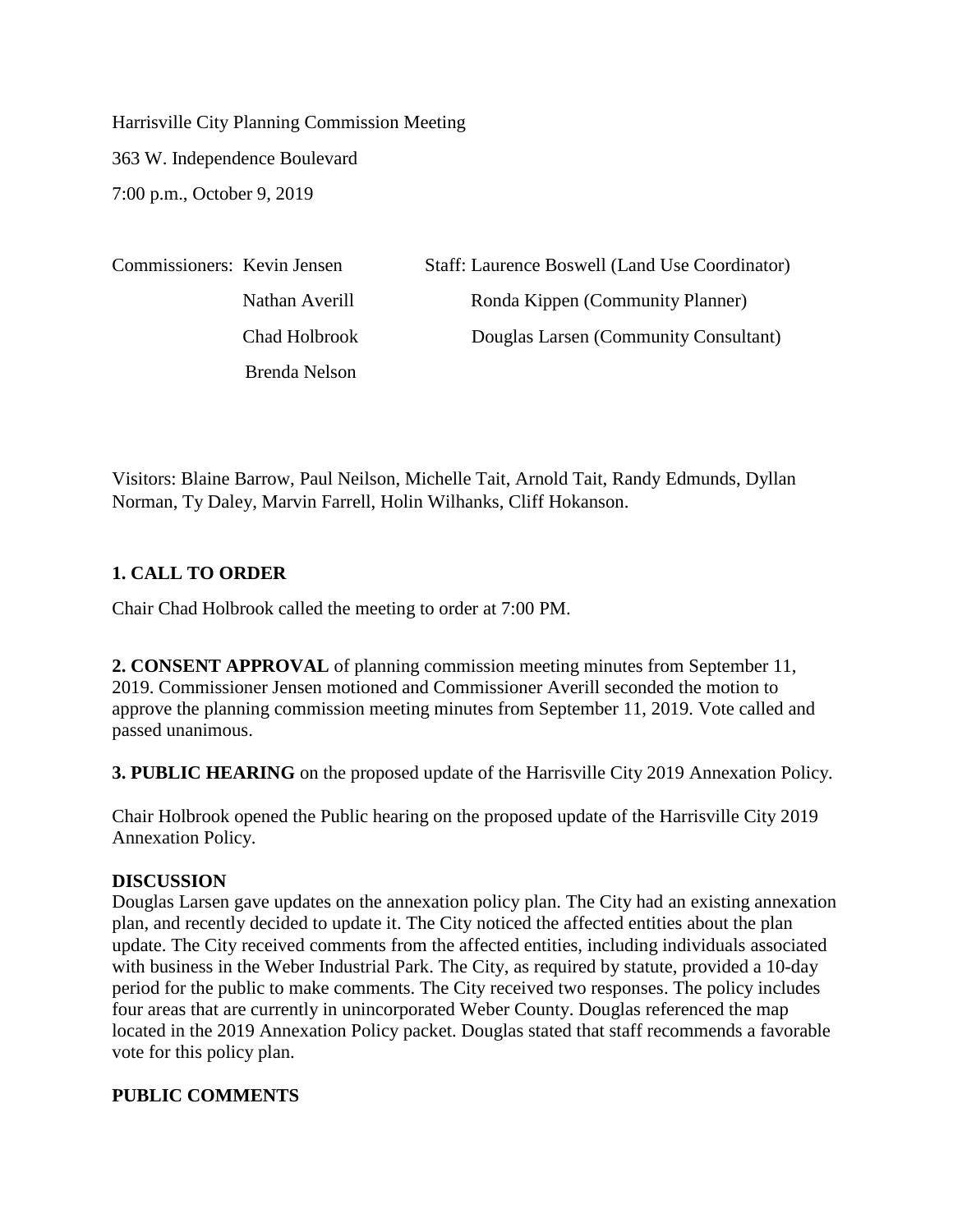Harrisville City Planning Commission Meeting

363 W. Independence Boulevard

7:00 p.m., October 9, 2019

| Commissioners: | Staff: |
|---|---|
| Kevin Jensen | Laurence Boswell (Land Use Coordinator) |
| Nathan Averill | Ronda Kippen (Community Planner) |
| Chad Holbrook | Douglas Larsen (Community Consultant) |
| Brenda Nelson | |

Visitors: Blaine Barrow, Paul Neilson, Michelle Tait, Arnold Tait, Randy Edmunds, Dyllan Norman, Ty Daley, Marvin Farrell, Holin Wilhanks, Cliff Hokanson.

**1. CALL TO ORDER**

Chair Chad Holbrook called the meeting to order at 7:00 PM.

**2. CONSENT APPROVAL** of planning commission meeting minutes from September 11, 2019. Commissioner Jensen motioned and Commissioner Averill seconded the motion to approve the planning commission meeting minutes from September 11, 2019. Vote called and passed unanimous.

**3. PUBLIC HEARING** on the proposed update of the Harrisville City 2019 Annexation Policy.

Chair Holbrook opened the Public hearing on the proposed update of the Harrisville City 2019 Annexation Policy.

**DISCUSSION**

Douglas Larsen gave updates on the annexation policy plan. The City had an existing annexation plan, and recently decided to update it. The City noticed the affected entities about the plan update. The City received comments from the affected entities, including individuals associated with business in the Weber Industrial Park. The City, as required by statute, provided a 10-day period for the public to make comments. The City received two responses. The policy includes four areas that are currently in unincorporated Weber County. Douglas referenced the map located in the 2019 Annexation Policy packet. Douglas stated that staff recommends a favorable vote for this policy plan.

**PUBLIC COMMENTS**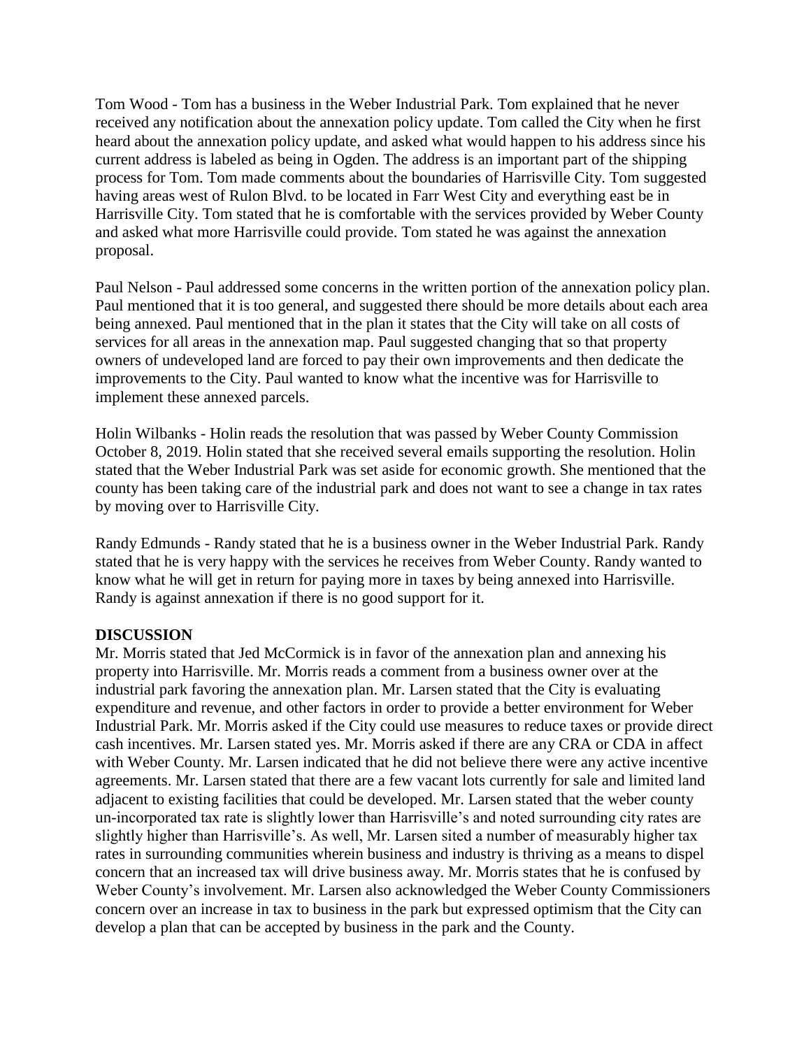Tom Wood - Tom has a business in the Weber Industrial Park. Tom explained that he never received any notification about the annexation policy update. Tom called the City when he first heard about the annexation policy update, and asked what would happen to his address since his current address is labeled as being in Ogden. The address is an important part of the shipping process for Tom. Tom made comments about the boundaries of Harrisville City. Tom suggested having areas west of Rulon Blvd. to be located in Farr West City and everything east be in Harrisville City. Tom stated that he is comfortable with the services provided by Weber County and asked what more Harrisville could provide. Tom stated he was against the annexation proposal.

Paul Nelson - Paul addressed some concerns in the written portion of the annexation policy plan. Paul mentioned that it is too general, and suggested there should be more details about each area being annexed. Paul mentioned that in the plan it states that the City will take on all costs of services for all areas in the annexation map. Paul suggested changing that so that property owners of undeveloped land are forced to pay their own improvements and then dedicate the improvements to the City. Paul wanted to know what the incentive was for Harrisville to implement these annexed parcels.

Holin Wilbanks - Holin reads the resolution that was passed by Weber County Commission October 8, 2019. Holin stated that she received several emails supporting the resolution. Holin stated that the Weber Industrial Park was set aside for economic growth. She mentioned that the county has been taking care of the industrial park and does not want to see a change in tax rates by moving over to Harrisville City.

Randy Edmunds - Randy stated that he is a business owner in the Weber Industrial Park. Randy stated that he is very happy with the services he receives from Weber County. Randy wanted to know what he will get in return for paying more in taxes by being annexed into Harrisville. Randy is against annexation if there is no good support for it.

**DISCUSSION**

Mr. Morris stated that Jed McCormick is in favor of the annexation plan and annexing his property into Harrisville. Mr. Morris reads a comment from a business owner over at the industrial park favoring the annexation plan. Mr. Larsen stated that the City is evaluating expenditure and revenue, and other factors in order to provide a better environment for Weber Industrial Park. Mr. Morris asked if the City could use measures to reduce taxes or provide direct cash incentives. Mr. Larsen stated yes. Mr. Morris asked if there are any CRA or CDA in affect with Weber County. Mr. Larsen indicated that he did not believe there were any active incentive agreements. Mr. Larsen stated that there are a few vacant lots currently for sale and limited land adjacent to existing facilities that could be developed. Mr. Larsen stated that the weber county un-incorporated tax rate is slightly lower than Harrisville's and noted surrounding city rates are slightly higher than Harrisville's. As well, Mr. Larsen sited a number of measurably higher tax rates in surrounding communities wherein business and industry is thriving as a means to dispel concern that an increased tax will drive business away. Mr. Morris states that he is confused by Weber County's involvement. Mr. Larsen also acknowledged the Weber County Commissioners concern over an increase in tax to business in the park but expressed optimism that the City can develop a plan that can be accepted by business in the park and the County.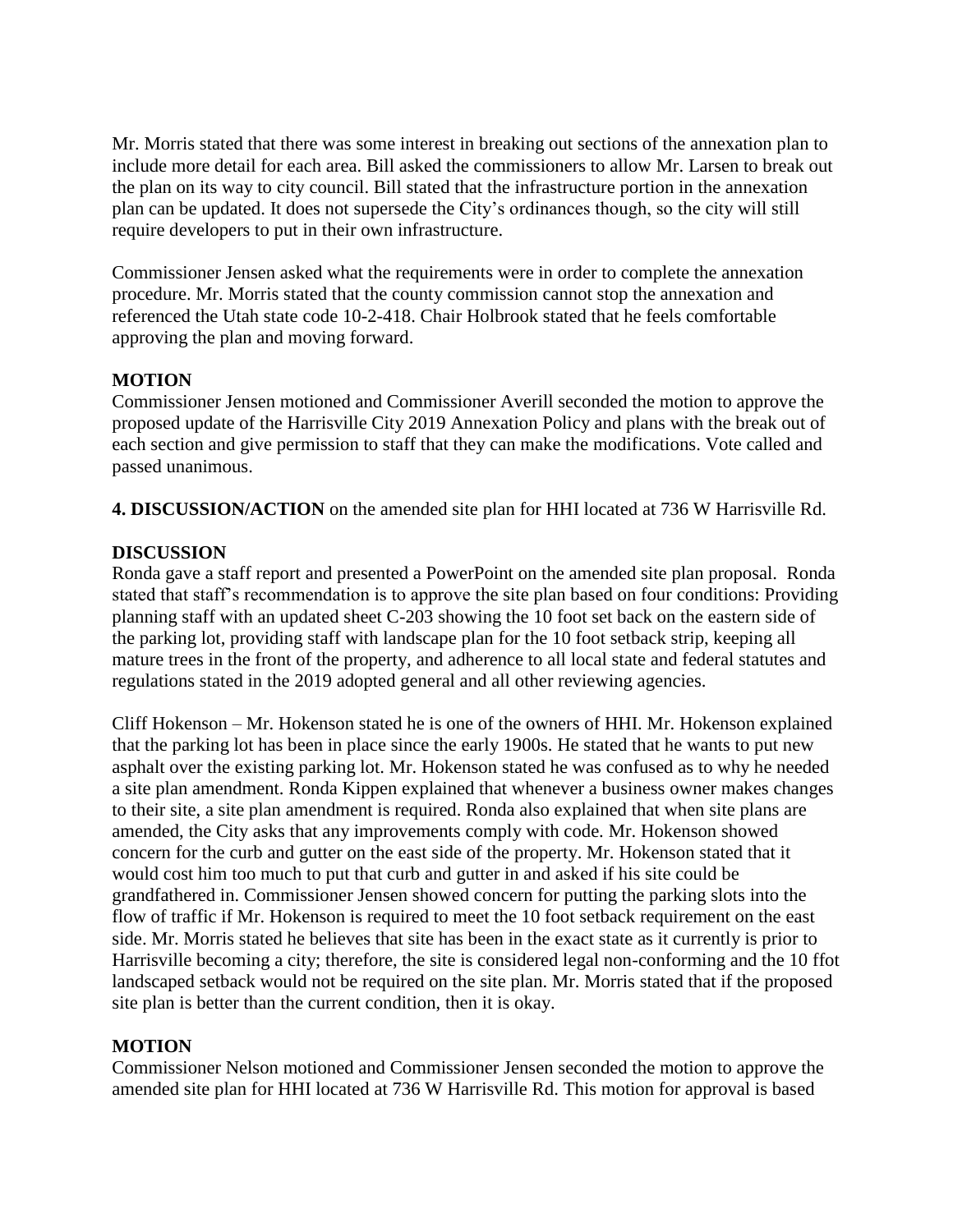Mr. Morris stated that there was some interest in breaking out sections of the annexation plan to include more detail for each area. Bill asked the commissioners to allow Mr. Larsen to break out the plan on its way to city council. Bill stated that the infrastructure portion in the annexation plan can be updated. It does not supersede the City's ordinances though, so the city will still require developers to put in their own infrastructure.

Commissioner Jensen asked what the requirements were in order to complete the annexation procedure. Mr. Morris stated that the county commission cannot stop the annexation and referenced the Utah state code 10-2-418. Chair Holbrook stated that he feels comfortable approving the plan and moving forward.

**MOTION**

Commissioner Jensen motioned and Commissioner Averill seconded the motion to approve the proposed update of the Harrisville City 2019 Annexation Policy and plans with the break out of each section and give permission to staff that they can make the modifications. Vote called and passed unanimous.

**4. DISCUSSION/ACTION** on the amended site plan for HHI located at 736 W Harrisville Rd.

**DISCUSSION**

Ronda gave a staff report and presented a PowerPoint on the amended site plan proposal. Ronda stated that staff's recommendation is to approve the site plan based on four conditions: Providing planning staff with an updated sheet C-203 showing the 10 foot set back on the eastern side of the parking lot, providing staff with landscape plan for the 10 foot setback strip, keeping all mature trees in the front of the property, and adherence to all local state and federal statutes and regulations stated in the 2019 adopted general and all other reviewing agencies.

Cliff Hokenson – Mr. Hokenson stated he is one of the owners of HHI. Mr. Hokenson explained that the parking lot has been in place since the early 1900s. He stated that he wants to put new asphalt over the existing parking lot. Mr. Hokenson stated he was confused as to why he needed a site plan amendment. Ronda Kippen explained that whenever a business owner makes changes to their site, a site plan amendment is required. Ronda also explained that when site plans are amended, the City asks that any improvements comply with code. Mr. Hokenson showed concern for the curb and gutter on the east side of the property. Mr. Hokenson stated that it would cost him too much to put that curb and gutter in and asked if his site could be grandfathered in. Commissioner Jensen showed concern for putting the parking slots into the flow of traffic if Mr. Hokenson is required to meet the 10 foot setback requirement on the east side. Mr. Morris stated he believes that site has been in the exact state as it currently is prior to Harrisville becoming a city; therefore, the site is considered legal non-conforming and the 10 ffot landscaped setback would not be required on the site plan. Mr. Morris stated that if the proposed site plan is better than the current condition, then it is okay.

**MOTION**

Commissioner Nelson motioned and Commissioner Jensen seconded the motion to approve the amended site plan for HHI located at 736 W Harrisville Rd. This motion for approval is based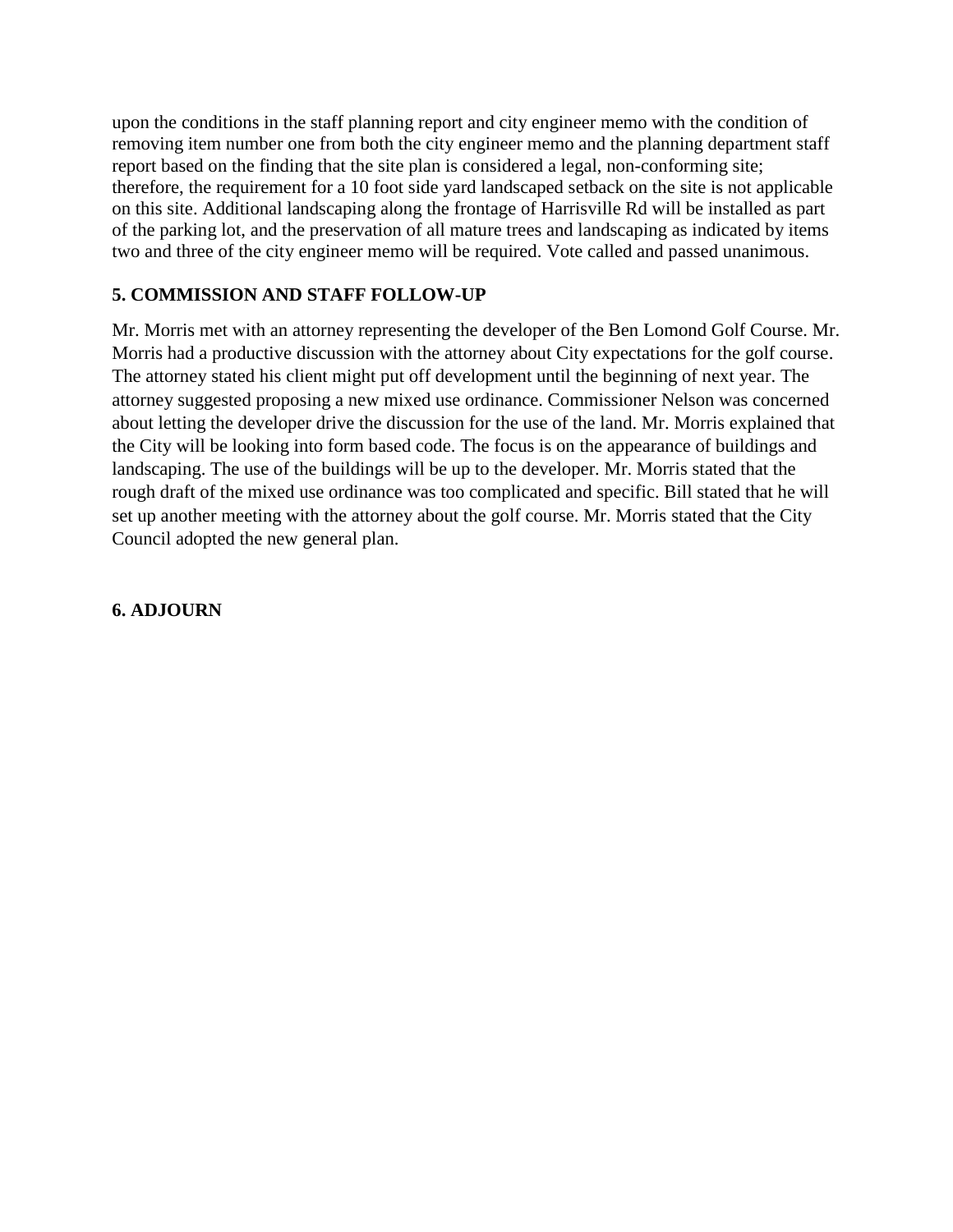upon the conditions in the staff planning report and city engineer memo with the condition of removing item number one from both the city engineer memo and the planning department staff report based on the finding that the site plan is considered a legal, non-conforming site; therefore, the requirement for a 10 foot side yard landscaped setback on the site is not applicable on this site. Additional landscaping along the frontage of Harrisville Rd will be installed as part of the parking lot, and the preservation of all mature trees and landscaping as indicated by items two and three of the city engineer memo will be required. Vote called and passed unanimous.

**5. COMMISSION AND STAFF FOLLOW-UP**

Mr. Morris met with an attorney representing the developer of the Ben Lomond Golf Course. Mr. Morris had a productive discussion with the attorney about City expectations for the golf course. The attorney stated his client might put off development until the beginning of next year. The attorney suggested proposing a new mixed use ordinance. Commissioner Nelson was concerned about letting the developer drive the discussion for the use of the land. Mr. Morris explained that the City will be looking into form based code. The focus is on the appearance of buildings and landscaping. The use of the buildings will be up to the developer. Mr. Morris stated that the rough draft of the mixed use ordinance was too complicated and specific. Bill stated that he will set up another meeting with the attorney about the golf course. Mr. Morris stated that the City Council adopted the new general plan.

**6. ADJOURN**